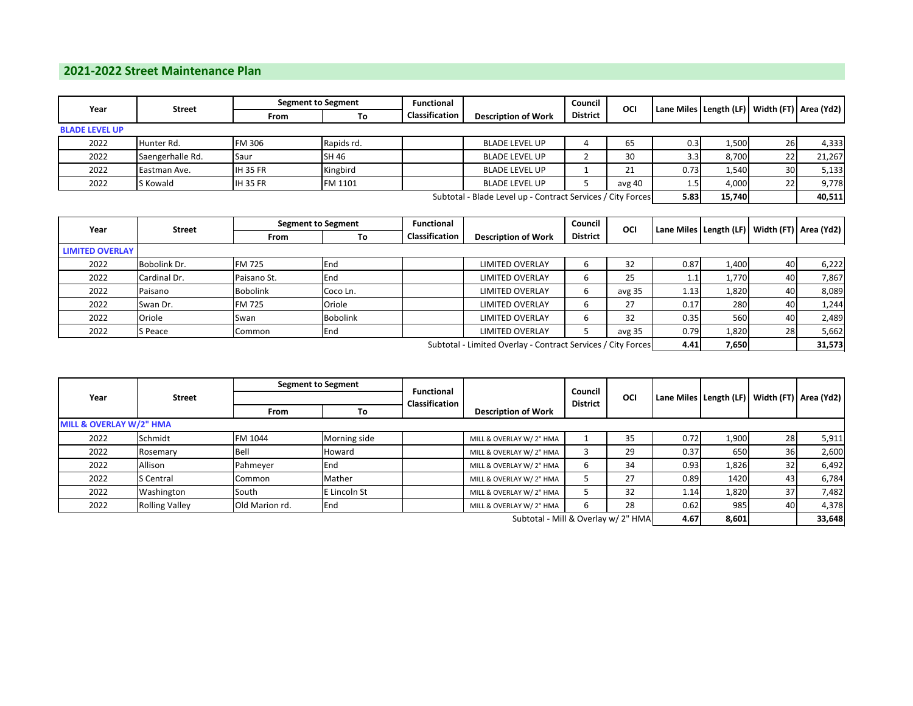## 2021-2022 Street Maintenance Plan

| Year | Street | Segment to Segment | | Functional Classification | Description of Work | Council District | OCI | Lane Miles | Length (LF) | Width (FT) | Area (Yd2) |
|---|---|---|---|---|---|---|---|---|---|---|---|
| | | From | To | | | | | | | | |
| **BLADE LEVEL UP** | | | | | | | | | | | |
| 2022 | Hunter Rd. | FM 306 | Rapids rd. | | BLADE LEVEL UP | 4 | 65 | 0.3 | 1,500 | 26 | 4,333 |
| 2022 | Saengerhalle Rd. | Saur | SH 46 | | BLADE LEVEL UP | 2 | 30 | 3.3 | 8,700 | 22 | 21,267 |
| 2022 | Eastman Ave. | IH 35 FR | Kingbird | | BLADE LEVEL UP | 1 | 21 | 0.73 | 1,540 | 30 | 5,133 |
| 2022 | S Kowald | IH 35 FR | FM 1101 | | BLADE LEVEL UP | 5 | avg 40 | 1.5 | 4,000 | 22 | 9,778 |
| | | | | | Subtotal - Blade Level up - Contract Services / City Forces | | | **5.83** | **15,740** | | **40,511** |

| Year | Street | Segment to Segment | | Functional Classification | Description of Work | Council District | OCI | Lane Miles | Length (LF) | Width (FT) | Area (Yd2) |
|---|---|---|---|---|---|---|---|---|---|---|---|
| | | From | To | | | | | | | | |
| **LIMITED OVERLAY** | | | | | | | | | | | |
| 2022 | Bobolink Dr. | FM 725 | End | | LIMITED OVERLAY | 6 | 32 | 0.87 | 1,400 | 40 | 6,222 |
| 2022 | Cardinal Dr. | Paisano St. | End | | LIMITED OVERLAY | 6 | 25 | 1.1 | 1,770 | 40 | 7,867 |
| 2022 | Paisano | Bobolink | Coco Ln. | | LIMITED OVERLAY | 6 | avg 35 | 1.13 | 1,820 | 40 | 8,089 |
| 2022 | Swan Dr. | FM 725 | Oriole | | LIMITED OVERLAY | 6 | 27 | 0.17 | 280 | 40 | 1,244 |
| 2022 | Oriole | Swan | Bobolink | | LIMITED OVERLAY | 6 | 32 | 0.35 | 560 | 40 | 2,489 |
| 2022 | S Peace | Common | End | | LIMITED OVERLAY | 5 | avg 35 | 0.79 | 1,820 | 28 | 5,662 |
| | | | | | Subtotal - Limited Overlay - Contract Services / City Forces | | | **4.41** | **7,650** | | **31,573** |

| Year | Street | Segment to Segment | | Functional Classification | Description of Work | Council District | OCI | Lane Miles | Length (LF) | Width (FT) | Area (Yd2) |
|---|---|---|---|---|---|---|---|---|---|---|---|
| | | From | To | | | | | | | | |
| **MILL & OVERLAY W/2" HMA** | | | | | | | | | | | |
| 2022 | Schmidt | FM 1044 | Morning side | | MILL & OVERLAY W/ 2" HMA | 1 | 35 | 0.72 | 1,900 | 28 | 5,911 |
| 2022 | Rosemary | Bell | Howard | | MILL & OVERLAY W/ 2" HMA | 3 | 29 | 0.37 | 650 | 36 | 2,600 |
| 2022 | Allison | Pahmeyer | End | | MILL & OVERLAY W/ 2" HMA | 6 | 34 | 0.93 | 1,826 | 32 | 6,492 |
| 2022 | S Central | Common | Mather | | MILL & OVERLAY W/ 2" HMA | 5 | 27 | 0.89 | 1420 | 43 | 6,784 |
| 2022 | Washington | South | E Lincoln St | | MILL & OVERLAY W/ 2" HMA | 5 | 32 | 1.14 | 1,820 | 37 | 7,482 |
| 2022 | Rolling Valley | Old Marion rd. | End | | MILL & OVERLAY W/ 2" HMA | 6 | 28 | 0.62 | 985 | 40 | 4,378 |
| | | | | | Subtotal - Mill & Overlay w/ 2" HMA | | | **4.67** | **8,601** | | **33,648** |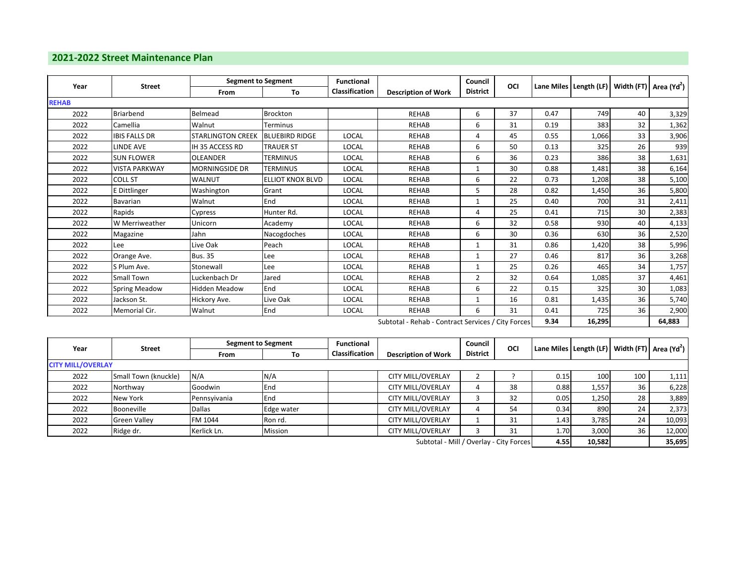## 2021-2022 Street Maintenance Plan

| Year | Street | Segment to Segment | | Functional Classification | Description of Work | Council District | OCI | Lane Miles | Length (LF) | Width (FT) | Area ($Yd^2$) |
|---|---|---|---|---|---|---|---|---|---|---|---|
| | | From | To | | | | | | | | |
| **REHAB** | | | | | | | | | | | |
| 2022 | Briarbend | Belmead | Brockton | | REHAB | 6 | 37 | 0.47 | 749 | 40 | 3,329 |
| 2022 | Camellia | Walnut | Terminus | | REHAB | 6 | 31 | 0.19 | 383 | 32 | 1,362 |
| 2022 | IBIS FALLS DR | STARLINGTON CREEK | BLUEBIRD RIDGE | LOCAL | REHAB | 4 | 45 | 0.55 | 1,066 | 33 | 3,906 |
| 2022 | LINDE AVE | IH 35 ACCESS RD | TRAUER ST | LOCAL | REHAB | 6 | 50 | 0.13 | 325 | 26 | 939 |
| 2022 | SUN FLOWER | OLEANDER | TERMINUS | LOCAL | REHAB | 6 | 36 | 0.23 | 386 | 38 | 1,631 |
| 2022 | VISTA PARKWAY | MORNINGSIDE DR | TERMINUS | LOCAL | REHAB | 1 | 30 | 0.88 | 1,481 | 38 | 6,164 |
| 2022 | COLL ST | WALNUT | ELLIOT KNOX BLVD | LOCAL | REHAB | 6 | 22 | 0.73 | 1,208 | 38 | 5,100 |
| 2022 | E Dittlinger | Washington | Grant | LOCAL | REHAB | 5 | 28 | 0.82 | 1,450 | 36 | 5,800 |
| 2022 | Bavarian | Walnut | End | LOCAL | REHAB | 1 | 25 | 0.40 | 700 | 31 | 2,411 |
| 2022 | Rapids | Cypress | Hunter Rd. | LOCAL | REHAB | 4 | 25 | 0.41 | 715 | 30 | 2,383 |
| 2022 | W Merriweather | Unicorn | Academy | LOCAL | REHAB | 6 | 32 | 0.58 | 930 | 40 | 4,133 |
| 2022 | Magazine | Jahn | Nacogdoches | LOCAL | REHAB | 6 | 30 | 0.36 | 630 | 36 | 2,520 |
| 2022 | Lee | Live Oak | Peach | LOCAL | REHAB | 1 | 31 | 0.86 | 1,420 | 38 | 5,996 |
| 2022 | Orange Ave. | Bus. 35 | Lee | LOCAL | REHAB | 1 | 27 | 0.46 | 817 | 36 | 3,268 |
| 2022 | S Plum Ave. | Stonewall | Lee | LOCAL | REHAB | 1 | 25 | 0.26 | 465 | 34 | 1,757 |
| 2022 | Small Town | Luckenbach Dr | Jared | LOCAL | REHAB | 2 | 32 | 0.64 | 1,085 | 37 | 4,461 |
| 2022 | Spring Meadow | Hidden Meadow | End | LOCAL | REHAB | 6 | 22 | 0.15 | 325 | 30 | 1,083 |
| 2022 | Jackson St. | Hickory Ave. | Live Oak | LOCAL | REHAB | 1 | 16 | 0.81 | 1,435 | 36 | 5,740 |
| 2022 | Memorial Cir. | Walnut | End | LOCAL | REHAB | 6 | 31 | 0.41 | 725 | 36 | 2,900 |
| | | | | | Subtotal - Rehab - Contract Services / City Forces | | | **9.34** | **16,295** | | **64,883** |

| Year | Street | Segment to Segment | | Functional Classification | Description of Work | Council District | OCI | Lane Miles | Length (LF) | Width (FT) | Area ($Yd^2$) |
|---|---|---|---|---|---|---|---|---|---|---|---|
| | | From | To | | | | | | | | |
| **CITY MILL/OVERLAY** | | | | | | | | | | | |
| 2022 | Small Town (knuckle) | N/A | N/A | | CITY MILL/OVERLAY | 2 | ? | 0.15 | 100 | 100 | 1,111 |
| 2022 | Northway | Goodwin | End | | CITY MILL/OVERLAY | 4 | 38 | 0.88 | 1,557 | 36 | 6,228 |
| 2022 | New York | Pennsyivania | End | | CITY MILL/OVERLAY | 3 | 32 | 0.05 | 1,250 | 28 | 3,889 |
| 2022 | Booneville | Dallas | Edge water | | CITY MILL/OVERLAY | 4 | 54 | 0.34 | 890 | 24 | 2,373 |
| 2022 | Green Valley | FM 1044 | Ron rd. | | CITY MILL/OVERLAY | 1 | 31 | 1.43 | 3,785 | 24 | 10,093 |
| 2022 | Ridge dr. | Kerlick Ln. | Mission | | CITY MILL/OVERLAY | 3 | 31 | 1.70 | 3,000 | 36 | 12,000 |
| | | | | | Subtotal - Mill / Overlay - City Forces | | | **4.55** | **10,582** | | **35,695** |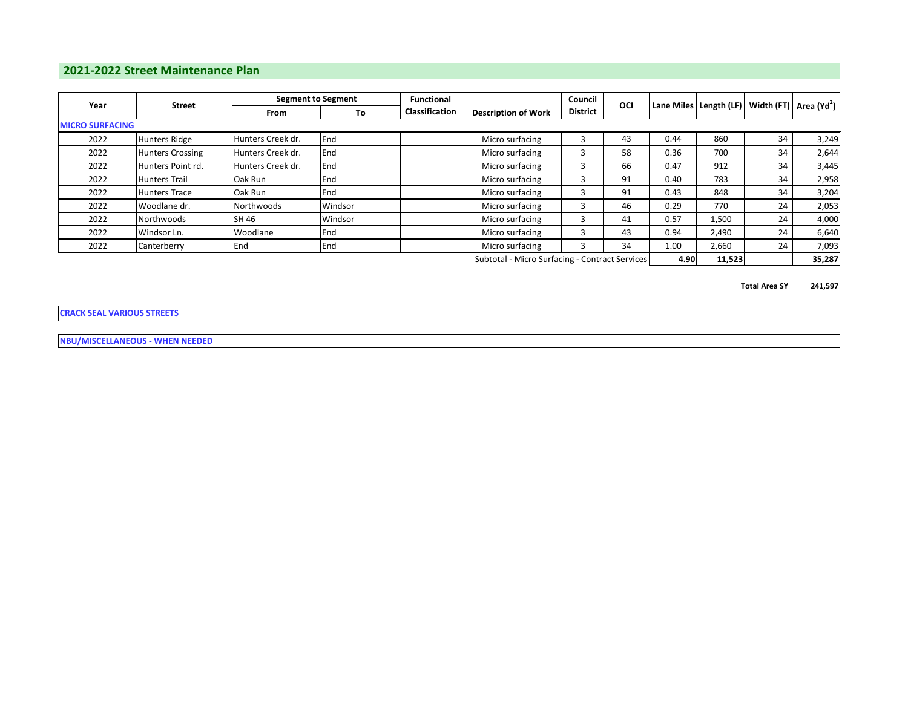## 2021-2022 Street Maintenance Plan

| Year | Street | Segment to Segment | | Functional Classification | Description of Work | Council District | OCI | Lane Miles | Length (LF) | Width (FT) | Area ($Yd^2$) |
|---|---|---|---|---|---|---|---|---|---|---|---|
| | | From | To | | | | | | | | |
| **MICRO SURFACING** | | | | | | | | | | | |
| 2022 | Hunters Ridge | Hunters Creek dr. | End | | Micro surfacing | 3 | 43 | 0.44 | 860 | 34 | 3,249 |
| 2022 | Hunters Crossing | Hunters Creek dr. | End | | Micro surfacing | 3 | 58 | 0.36 | 700 | 34 | 2,644 |
| 2022 | Hunters Point rd. | Hunters Creek dr. | End | | Micro surfacing | 3 | 66 | 0.47 | 912 | 34 | 3,445 |
| 2022 | Hunters Trail | Oak Run | End | | Micro surfacing | 3 | 91 | 0.40 | 783 | 34 | 2,958 |
| 2022 | Hunters Trace | Oak Run | End | | Micro surfacing | 3 | 91 | 0.43 | 848 | 34 | 3,204 |
| 2022 | Woodlane dr. | Northwoods | Windsor | | Micro surfacing | 3 | 46 | 0.29 | 770 | 24 | 2,053 |
| 2022 | Northwoods | SH 46 | Windsor | | Micro surfacing | 3 | 41 | 0.57 | 1,500 | 24 | 4,000 |
| 2022 | Windsor Ln. | Woodlane | End | | Micro surfacing | 3 | 43 | 0.94 | 2,490 | 24 | 6,640 |
| 2022 | Canterberry | End | End | | Micro surfacing | 3 | 34 | 1.00 | 2,660 | 24 | 7,093 |
| | | | | | Subtotal - Micro Surfacing - Contract Services | | | **4.90** | **11,523** | | **35,287** |

**Total Area SY** **241,597**

**CRACK SEAL VARIOUS STREETS**

**NBU/MISCELLANEOUS - WHEN NEEDED**